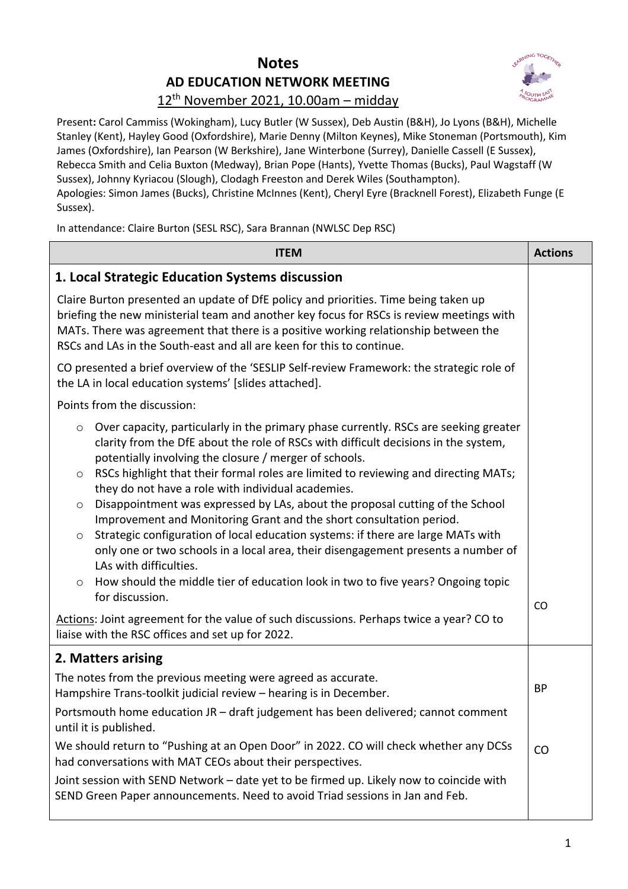# Notes

## AD EDUCATION NETWORK MEETING

12th November 2021, 10.00am – midday

**Present:** Carol Cammiss (Wokingham), Lucy Butler (W Sussex), Deb Austin (B&H), Jo Lyons (B&H), Michelle Stanley (Kent), Hayley Good (Oxfordshire), Marie Denny (Milton Keynes), Mike Stoneman (Portsmouth), Kim James (Oxfordshire), Ian Pearson (W Berkshire), Jane Winterbone (Surrey), Danielle Cassell (E Sussex), Rebecca Smith and Celia Buxton (Medway), Brian Pope (Hants), Yvette Thomas (Bucks), Paul Wagstaff (W Sussex), Johnny Kyriacou (Slough), Clodagh Freeston and Derek Wiles (Southampton).
Apologies: Simon James (Bucks), Christine McInnes (Kent), Cheryl Eyre (Bracknell Forest), Elizabeth Funge (E Sussex).

In attendance: Claire Burton (SESL RSC), Sara Brannan (NWLSC Dep RSC)

| ITEM | Actions |
|---|---|
| **1. Local Strategic Education Systems discussion**<br><br>Claire Burton presented an update of DfE policy and priorities. Time being taken up briefing the new ministerial team and another key focus for RSCs is review meetings with MATs. There was agreement that there is a positive working relationship between the RSCs and LAs in the South-east and all are keen for this to continue.<br><br>CO presented a brief overview of the 'SESLIP Self-review Framework: the strategic role of the LA in local education systems' [slides attached].<br><br>Points from the discussion:<br><br>○ Over capacity, particularly in the primary phase currently. RSCs are seeking greater clarity from the DfE about the role of RSCs with difficult decisions in the system, potentially involving the closure / merger of schools.<br>○ RSCs highlight that their formal roles are limited to reviewing and directing MATs; they do not have a role with individual academies.<br>○ Disappointment was expressed by LAs, about the proposal cutting of the School Improvement and Monitoring Grant and the short consultation period.<br>○ Strategic configuration of local education systems: if there are large MATs with only one or two schools in a local area, their disengagement presents a number of LAs with difficulties.<br>○ How should the middle tier of education look in two to five years? Ongoing topic for discussion.<br><br><u>Actions</u>: Joint agreement for the value of such discussions. Perhaps twice a year? CO to liaise with the RSC offices and set up for 2022. | CO |
| **2. Matters arising**<br><br>The notes from the previous meeting were agreed as accurate.<br>Hampshire Trans-toolkit judicial review – hearing is in December.<br><br>Portsmouth home education JR – draft judgement has been delivered; cannot comment until it is published.<br><br>We should return to "Pushing at an Open Door" in 2022. CO will check whether any DCSs had conversations with MAT CEOs about their perspectives.<br><br>Joint session with SEND Network – date yet to be firmed up. Likely now to coincide with SEND Green Paper announcements. Need to avoid Triad sessions in Jan and Feb. | BP<br><br>CO |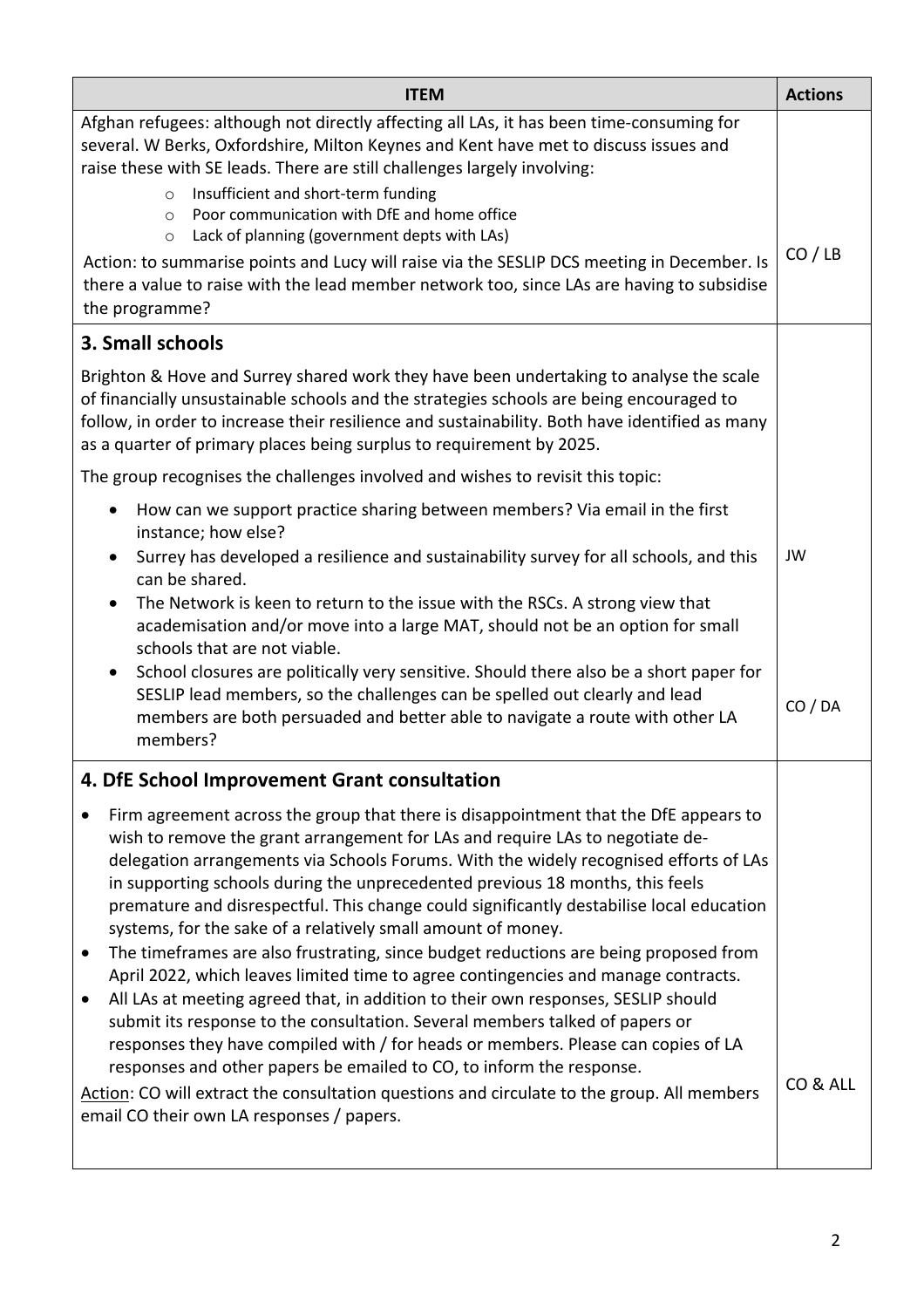| ITEM | Actions |
|---|---|
| Afghan refugees: although not directly affecting all LAs, it has been time-consuming for several. W Berks, Oxfordshire, Milton Keynes and Kent have met to discuss issues and raise these with SE leads. There are still challenges largely involving:<br>◦ Insufficient and short-term funding<br>◦ Poor communication with DfE and home office<br>◦ Lack of planning (government depts with LAs)<br>Action: to summarise points and Lucy will raise via the SESLIP DCS meeting in December. Is there a value to raise with the lead member network too, since LAs are having to subsidise the programme? | CO / LB |
| **3. Small schools**<br>Brighton & Hove and Surrey shared work they have been undertaking to analyse the scale of financially unsustainable schools and the strategies schools are being encouraged to follow, in order to increase their resilience and sustainability. Both have identified as many as a quarter of primary places being surplus to requirement by 2025.<br>The group recognises the challenges involved and wishes to revisit this topic:<br>• How can we support practice sharing between members? Via email in the first instance; how else?<br>• Surrey has developed a resilience and sustainability survey for all schools, and this can be shared.<br>• The Network is keen to return to the issue with the RSCs. A strong view that academisation and/or move into a large MAT, should not be an option for small schools that are not viable.<br>• School closures are politically very sensitive. Should there also be a short paper for SESLIP lead members, so the challenges can be spelled out clearly and lead members are both persuaded and better able to navigate a route with other LA members? | JW<br><br>CO / DA |
| **4. DfE School Improvement Grant consultation**<br>• Firm agreement across the group that there is disappointment that the DfE appears to wish to remove the grant arrangement for LAs and require LAs to negotiate de-delegation arrangements via Schools Forums. With the widely recognised efforts of LAs in supporting schools during the unprecedented previous 18 months, this feels premature and disrespectful. This change could significantly destabilise local education systems, for the sake of a relatively small amount of money.<br>• The timeframes are also frustrating, since budget reductions are being proposed from April 2022, which leaves limited time to agree contingencies and manage contracts.<br>• All LAs at meeting agreed that, in addition to their own responses, SESLIP should submit its response to the consultation. Several members talked of papers or responses they have compiled with / for heads or members. Please can copies of LA responses and other papers be emailed to CO, to inform the response.<br>Action: CO will extract the consultation questions and circulate to the group. All members email CO their own LA responses / papers. | CO & ALL |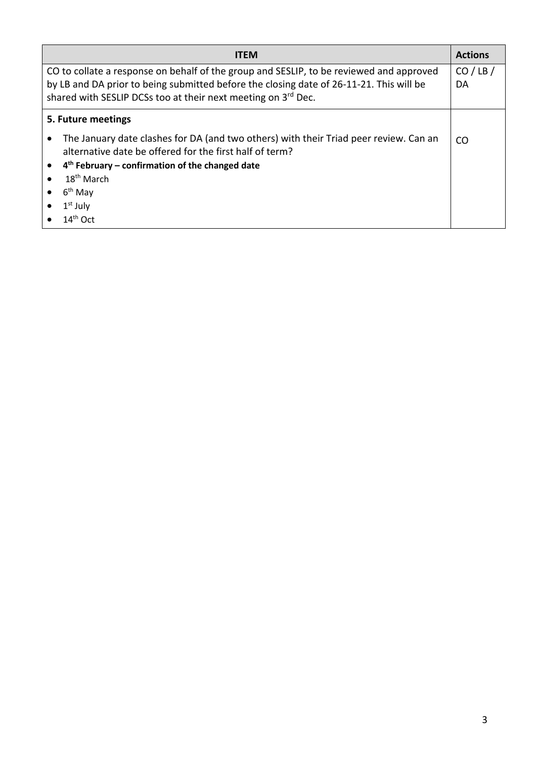| ITEM | Actions |
| --- | --- |
| CO to collate a response on behalf of the group and SESLIP, to be reviewed and approved by LB and DA prior to being submitted before the closing date of 26-11-21. This will be shared with SESLIP DCSs too at their next meeting on 3rd Dec. | CO / LB / DA |
| **5. Future meetings**<br>• The January date clashes for DA (and two others) with their Triad peer review. Can an alternative date be offered for the first half of term?<br>• **4th February – confirmation of the changed date**<br>• 18th March<br>• 6th May<br>• 1st July<br>• 14th Oct | CO |